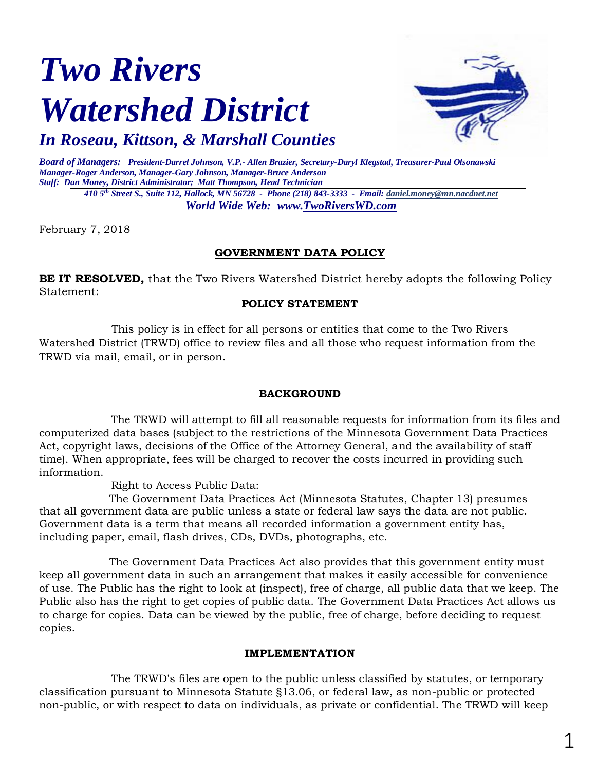# *Two Rivers Watershed District*

## *In Roseau, Kittson, & Marshall Counties*

***Board of Managers:** President-Darrel Johnson, V.P.- Allen Brazier, Secretary-Daryl Klegstad, Treasurer-Paul Olsonawski*
*Manager-Roger Anderson, Manager-Gary Johnson, Manager-Bruce Anderson*
***Staff:** Dan Money, District Administrator; Matt Thompson, Head Technician*

*410 5th Street S., Suite 112, Hallock, MN 56728 - Phone (218) 843-3333 - Email: daniel.money@mn.nacdnet.net*
*World Wide Web: www.TwoRiversWD.com*

February 7, 2018

**GOVERNMENT DATA POLICY**

**BE IT RESOLVED,** that the Two Rivers Watershed District hereby adopts the following Policy Statement:

**POLICY STATEMENT**

This policy is in effect for all persons or entities that come to the Two Rivers Watershed District (TRWD) office to review files and all those who request information from the TRWD via mail, email, or in person.

**BACKGROUND**

The TRWD will attempt to fill all reasonable requests for information from its files and computerized data bases (subject to the restrictions of the Minnesota Government Data Practices Act, copyright laws, decisions of the Office of the Attorney General, and the availability of staff time). When appropriate, fees will be charged to recover the costs incurred in providing such information.

Right to Access Public Data:

The Government Data Practices Act (Minnesota Statutes, Chapter 13) presumes that all government data are public unless a state or federal law says the data are not public. Government data is a term that means all recorded information a government entity has, including paper, email, flash drives, CDs, DVDs, photographs, etc.

The Government Data Practices Act also provides that this government entity must keep all government data in such an arrangement that makes it easily accessible for convenience of use. The Public has the right to look at (inspect), free of charge, all public data that we keep. The Public also has the right to get copies of public data. The Government Data Practices Act allows us to charge for copies. Data can be viewed by the public, free of charge, before deciding to request copies.

**IMPLEMENTATION**

The TRWD's files are open to the public unless classified by statutes, or temporary classification pursuant to Minnesota Statute §13.06, or federal law, as non-public or protected non-public, or with respect to data on individuals, as private or confidential. The TRWD will keep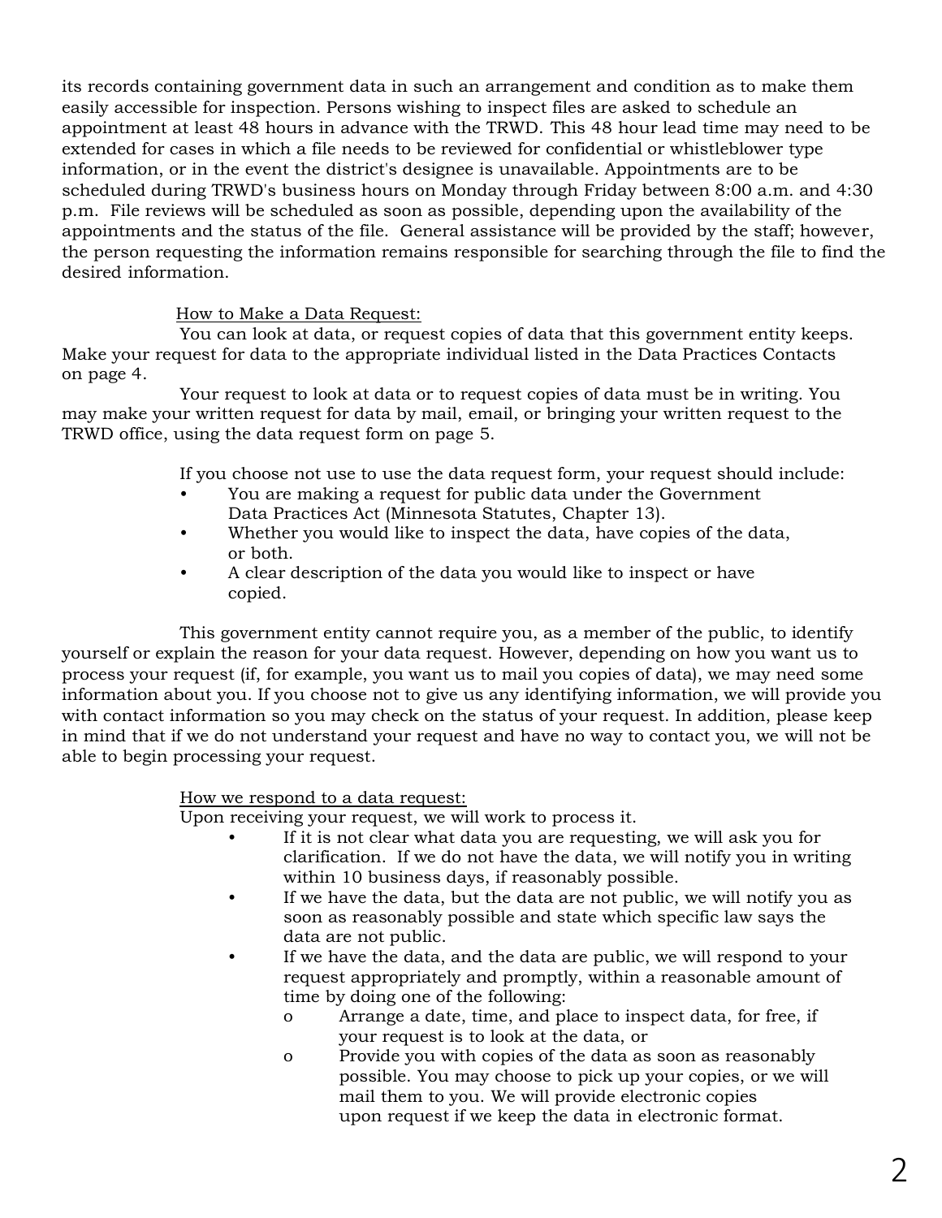its records containing government data in such an arrangement and condition as to make them easily accessible for inspection. Persons wishing to inspect files are asked to schedule an appointment at least 48 hours in advance with the TRWD. This 48 hour lead time may need to be extended for cases in which a file needs to be reviewed for confidential or whistleblower type information, or in the event the district's designee is unavailable. Appointments are to be scheduled during TRWD's business hours on Monday through Friday between 8:00 a.m. and 4:30 p.m. File reviews will be scheduled as soon as possible, depending upon the availability of the appointments and the status of the file. General assistance will be provided by the staff; however, the person requesting the information remains responsible for searching through the file to find the desired information.

How to Make a Data Request:

You can look at data, or request copies of data that this government entity keeps. Make your request for data to the appropriate individual listed in the Data Practices Contacts on page 4.

Your request to look at data or to request copies of data must be in writing. You may make your written request for data by mail, email, or bringing your written request to the TRWD office, using the data request form on page 5.

If you choose not use to use the data request form, your request should include:

- You are making a request for public data under the Government Data Practices Act (Minnesota Statutes, Chapter 13).
- Whether you would like to inspect the data, have copies of the data, or both.
- A clear description of the data you would like to inspect or have copied.

This government entity cannot require you, as a member of the public, to identify yourself or explain the reason for your data request. However, depending on how you want us to process your request (if, for example, you want us to mail you copies of data), we may need some information about you. If you choose not to give us any identifying information, we will provide you with contact information so you may check on the status of your request. In addition, please keep in mind that if we do not understand your request and have no way to contact you, we will not be able to begin processing your request.

How we respond to a data request:

Upon receiving your request, we will work to process it.

- If it is not clear what data you are requesting, we will ask you for clarification. If we do not have the data, we will notify you in writing within 10 business days, if reasonably possible.
- If we have the data, but the data are not public, we will notify you as soon as reasonably possible and state which specific law says the data are not public.
- If we have the data, and the data are public, we will respond to your request appropriately and promptly, within a reasonable amount of time by doing one of the following:
  - Arrange a date, time, and place to inspect data, for free, if your request is to look at the data, or
  - Provide you with copies of the data as soon as reasonably possible. You may choose to pick up your copies, or we will mail them to you. We will provide electronic copies upon request if we keep the data in electronic format.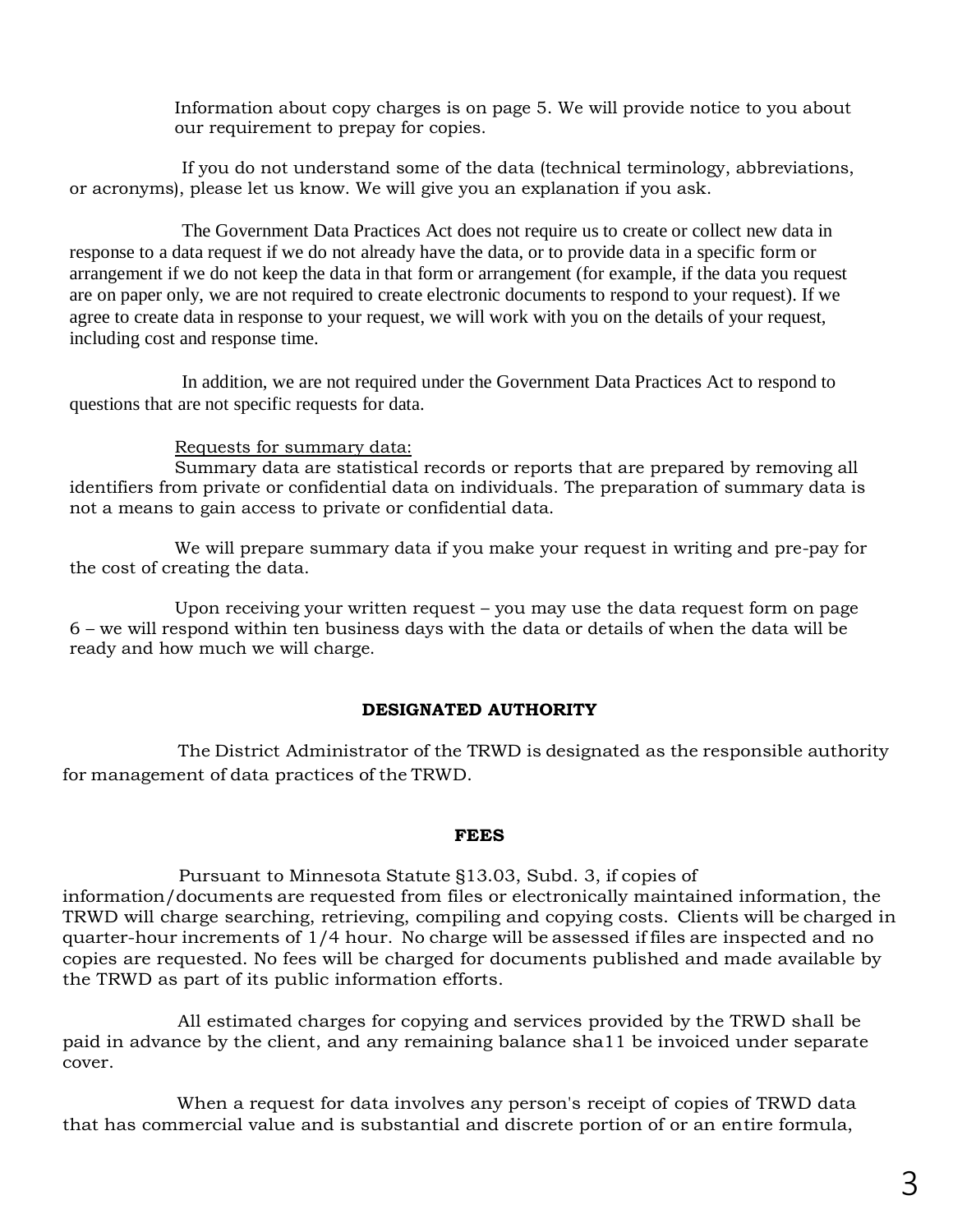Information about copy charges is on page 5. We will provide notice to you about our requirement to prepay for copies.

If you do not understand some of the data (technical terminology, abbreviations, or acronyms), please let us know. We will give you an explanation if you ask.

The Government Data Practices Act does not require us to create or collect new data in response to a data request if we do not already have the data, or to provide data in a specific form or arrangement if we do not keep the data in that form or arrangement (for example, if the data you request are on paper only, we are not required to create electronic documents to respond to your request). If we agree to create data in response to your request, we will work with you on the details of your request, including cost and response time.

In addition, we are not required under the Government Data Practices Act to respond to questions that are not specific requests for data.

<u>Requests for summary data:</u>

Summary data are statistical records or reports that are prepared by removing all identifiers from private or confidential data on individuals. The preparation of summary data is not a means to gain access to private or confidential data.

We will prepare summary data if you make your request in writing and pre-pay for the cost of creating the data.

Upon receiving your written request – you may use the data request form on page 6 – we will respond within ten business days with the data or details of when the data will be ready and how much we will charge.

**DESIGNATED AUTHORITY**

The District Administrator of the TRWD is designated as the responsible authority for management of data practices of the TRWD.

**FEES**

Pursuant to Minnesota Statute §13.03, Subd. 3, if copies of information/documents are requested from files or electronically maintained information, the TRWD will charge searching, retrieving, compiling and copying costs. Clients will be charged in quarter-hour increments of 1/4 hour. No charge will be assessed if files are inspected and no copies are requested. No fees will be charged for documents published and made available by the TRWD as part of its public information efforts.

All estimated charges for copying and services provided by the TRWD shall be paid in advance by the client, and any remaining balance sha11 be invoiced under separate cover.

When a request for data involves any person's receipt of copies of TRWD data that has commercial value and is substantial and discrete portion of or an entire formula,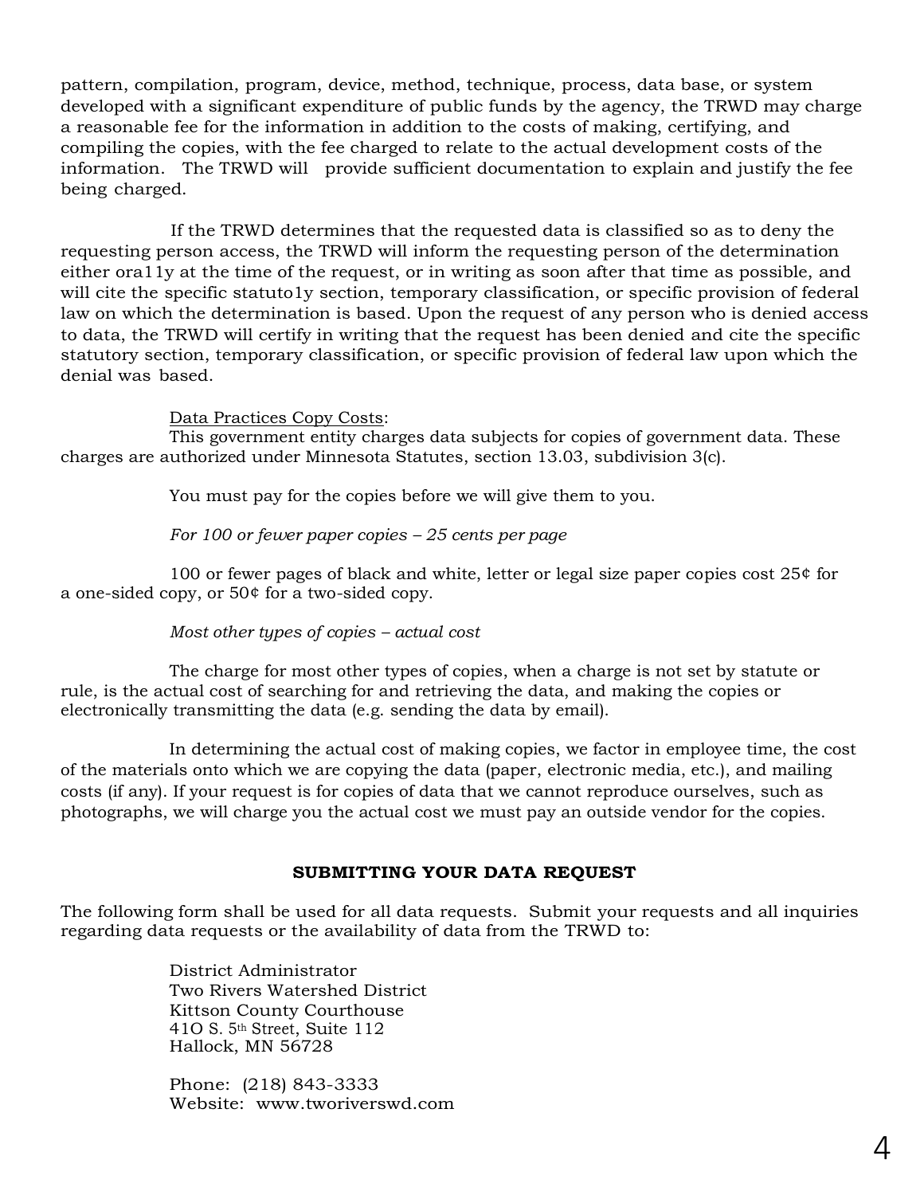pattern, compilation, program, device, method, technique, process, data base, or system developed with a significant expenditure of public funds by the agency, the TRWD may charge a reasonable fee for the information in addition to the costs of making, certifying, and compiling the copies, with the fee charged to relate to the actual development costs of the information. The TRWD will provide sufficient documentation to explain and justify the fee being charged.

If the TRWD determines that the requested data is classified so as to deny the requesting person access, the TRWD will inform the requesting person of the determination either ora11y at the time of the request, or in writing as soon after that time as possible, and will cite the specific statuto1y section, temporary classification, or specific provision of federal law on which the determination is based. Upon the request of any person who is denied access to data, the TRWD will certify in writing that the request has been denied and cite the specific statutory section, temporary classification, or specific provision of federal law upon which the denial was based.

<u>Data Practices Copy Costs</u>:

This government entity charges data subjects for copies of government data. These charges are authorized under Minnesota Statutes, section 13.03, subdivision 3(c).

You must pay for the copies before we will give them to you.

*For 100 or fewer paper copies – 25 cents per page*

100 or fewer pages of black and white, letter or legal size paper copies cost 25¢ for a one-sided copy, or 50¢ for a two-sided copy.

*Most other types of copies – actual cost*

The charge for most other types of copies, when a charge is not set by statute or rule, is the actual cost of searching for and retrieving the data, and making the copies or electronically transmitting the data (e.g. sending the data by email).

In determining the actual cost of making copies, we factor in employee time, the cost of the materials onto which we are copying the data (paper, electronic media, etc.), and mailing costs (if any). If your request is for copies of data that we cannot reproduce ourselves, such as photographs, we will charge you the actual cost we must pay an outside vendor for the copies.

**SUBMITTING YOUR DATA REQUEST**

The following form shall be used for all data requests. Submit your requests and all inquiries regarding data requests or the availability of data from the TRWD to:

District Administrator
Two Rivers Watershed District
Kittson County Courthouse
41O S. 5th Street, Suite 112
Hallock, MN 56728

Phone: (218) 843-3333
Website: www.tworiverswd.com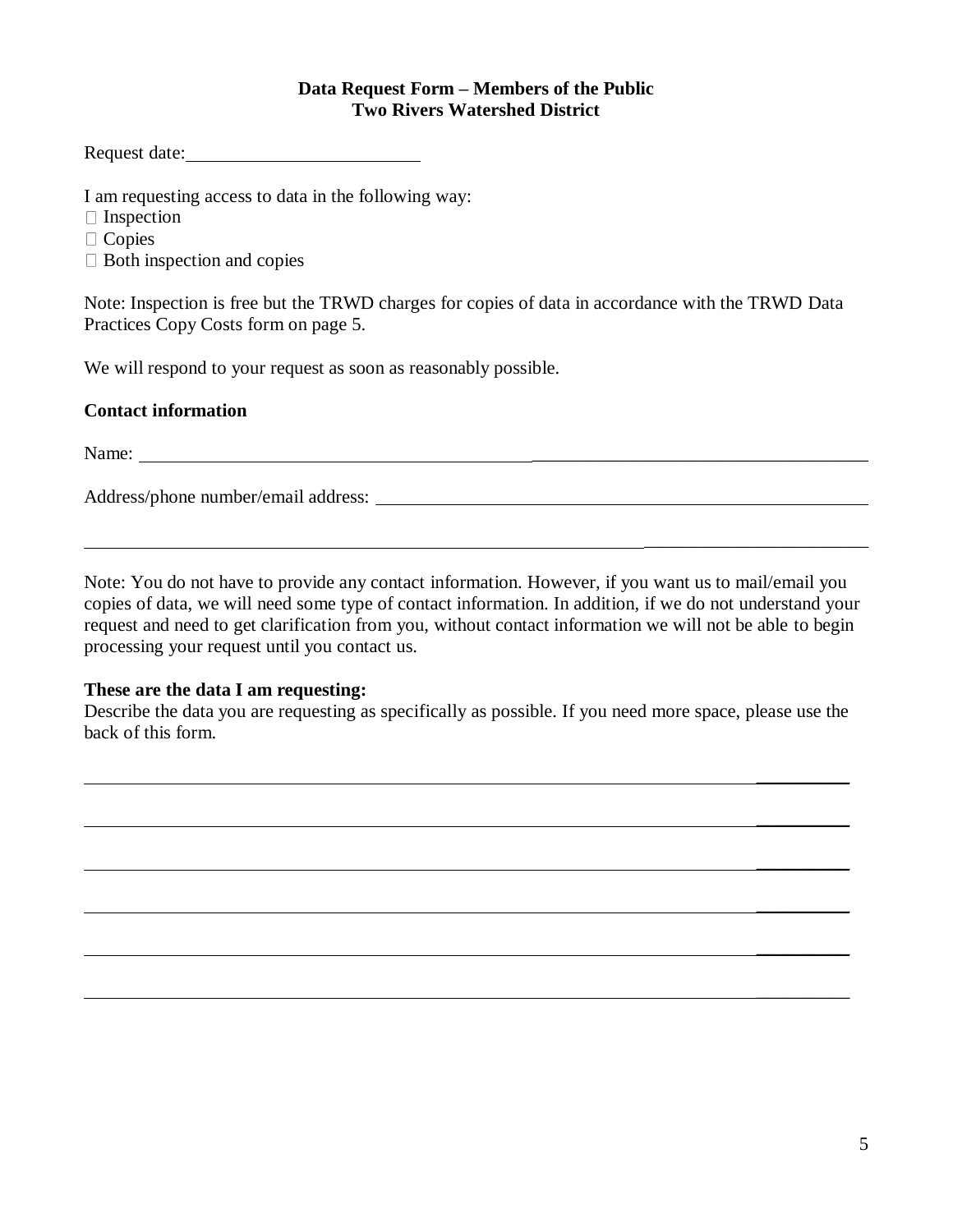**Data Request Form – Members of the Public**
**Two Rivers Watershed District**

Request date: ________________________

I am requesting access to data in the following way:

- ☐ Inspection
- ☐ Copies
- ☐ Both inspection and copies

Note: Inspection is free but the TRWD charges for copies of data in accordance with the TRWD Data Practices Copy Costs form on page 5.

We will respond to your request as soon as reasonably possible.

**Contact information**

Name: ____________________________________________________________________________

Address/phone number/email address: ______________________________________________

__________________________________________________________________________________

Note: You do not have to provide any contact information. However, if you want us to mail/email you copies of data, we will need some type of contact information. In addition, if we do not understand your request and need to get clarification from you, without contact information we will not be able to begin processing your request until you contact us.

**These are the data I am requesting:**

Describe the data you are requesting as specifically as possible. If you need more space, please use the back of this form.

__________________________________________________________________________________

__________________________________________________________________________________

__________________________________________________________________________________

__________________________________________________________________________________

__________________________________________________________________________________

__________________________________________________________________________________